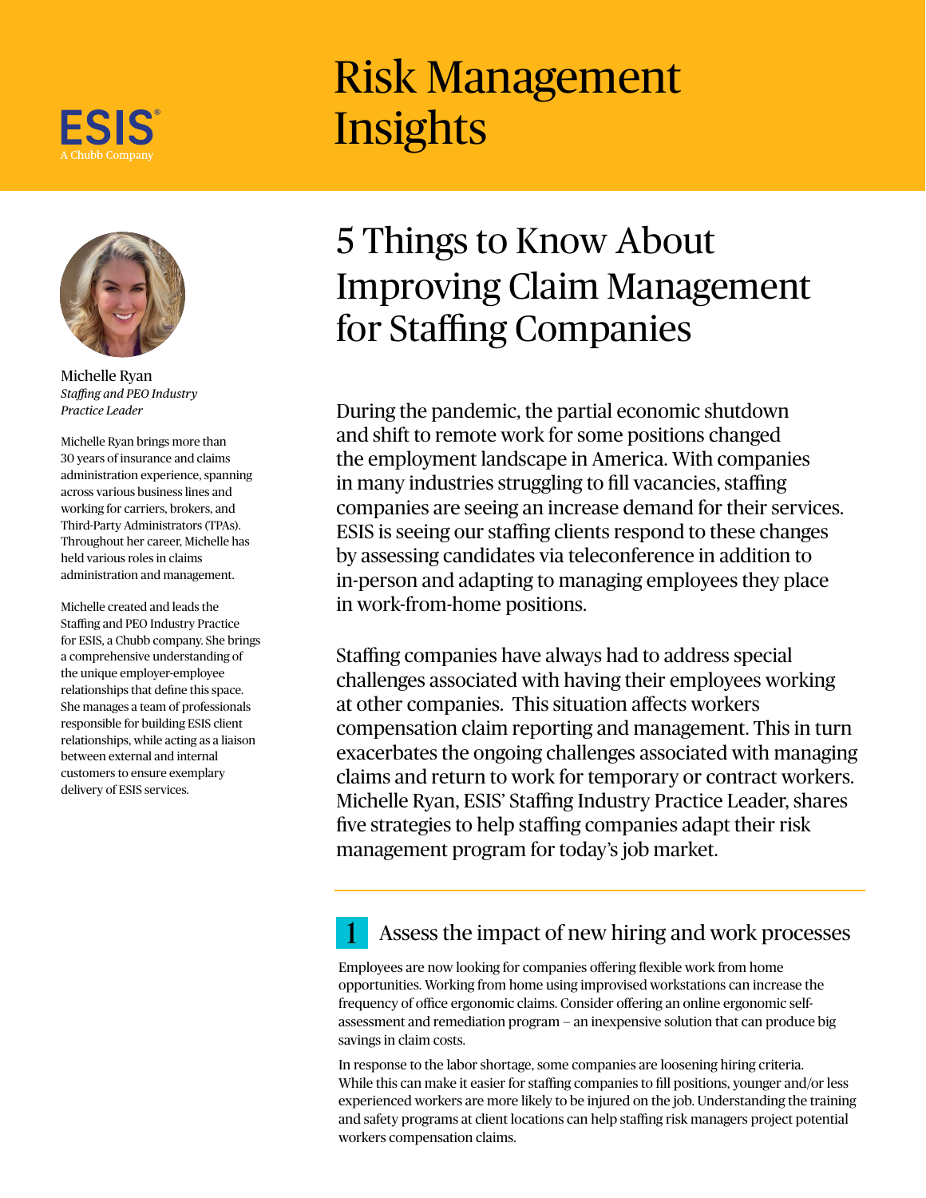ESIS®
A Chubb Company

# Risk Management Insights

Michelle Ryan
*Staffing and PEO Industry Practice Leader*

Michelle Ryan brings more than 30 years of insurance and claims administration experience, spanning across various business lines and working for carriers, brokers, and Third-Party Administrators (TPAs). Throughout her career, Michelle has held various roles in claims administration and management.

Michelle created and leads the Staffing and PEO Industry Practice for ESIS, a Chubb company. She brings a comprehensive understanding of the unique employer-employee relationships that define this space. She manages a team of professionals responsible for building ESIS client relationships, while acting as a liaison between external and internal customers to ensure exemplary delivery of ESIS services.

## 5 Things to Know About Improving Claim Management for Staffing Companies

During the pandemic, the partial economic shutdown and shift to remote work for some positions changed the employment landscape in America. With companies in many industries struggling to fill vacancies, staffing companies are seeing an increase demand for their services. ESIS is seeing our staffing clients respond to these changes by assessing candidates via teleconference in addition to in-person and adapting to managing employees they place in work-from-home positions.

Staffing companies have always had to address special challenges associated with having their employees working at other companies. This situation affects workers compensation claim reporting and management. This in turn exacerbates the ongoing challenges associated with managing claims and return to work for temporary or contract workers. Michelle Ryan, ESIS' Staffing Industry Practice Leader, shares five strategies to help staffing companies adapt their risk management program for today's job market.

### 1 Assess the impact of new hiring and work processes

Employees are now looking for companies offering flexible work from home opportunities. Working from home using improvised workstations can increase the frequency of office ergonomic claims. Consider offering an online ergonomic self-assessment and remediation program – an inexpensive solution that can produce big savings in claim costs.

In response to the labor shortage, some companies are loosening hiring criteria. While this can make it easier for staffing companies to fill positions, younger and/or less experienced workers are more likely to be injured on the job. Understanding the training and safety programs at client locations can help staffing risk managers project potential workers compensation claims.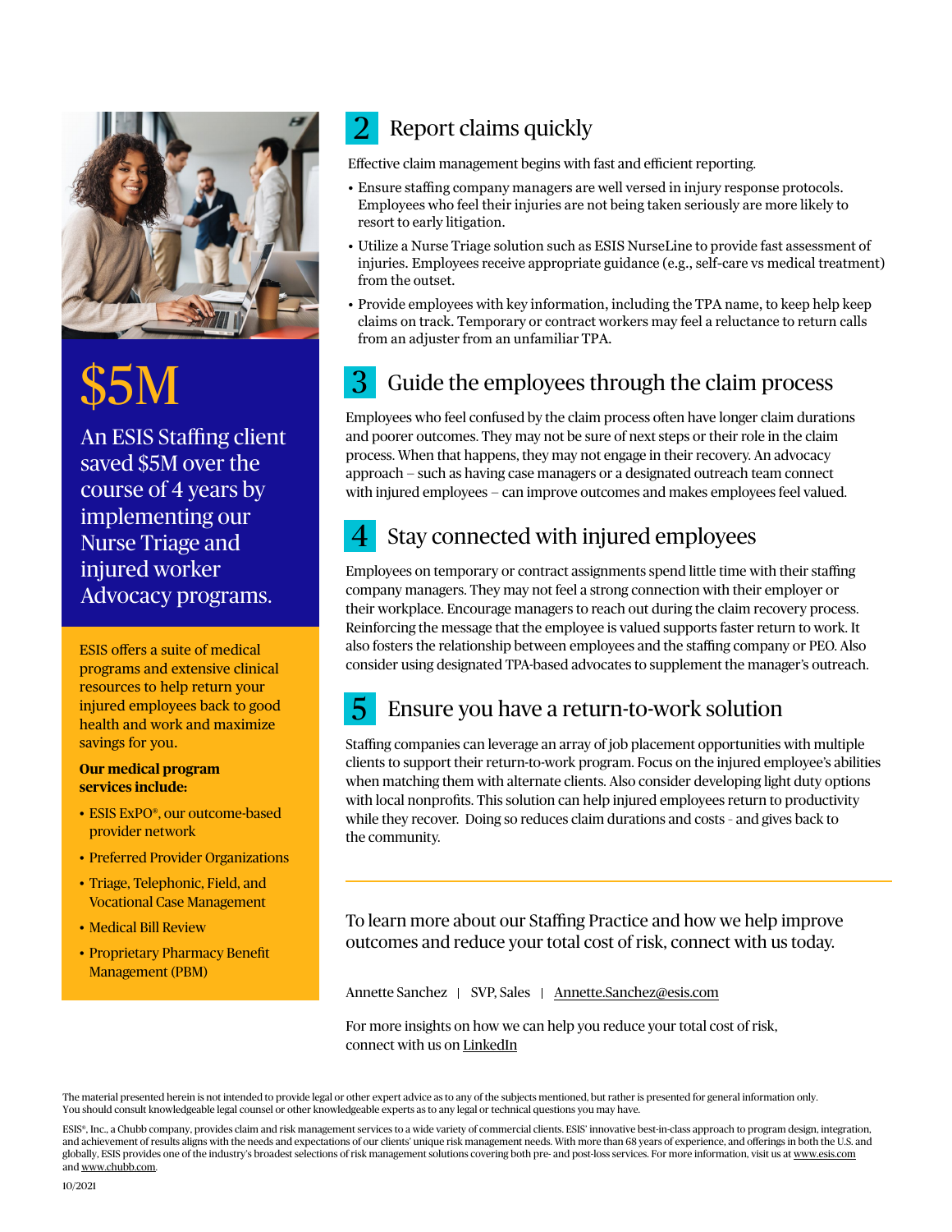# $5M

An ESIS Staffing client saved $5M over the course of 4 years by implementing our Nurse Triage and injured worker Advocacy programs.

ESIS offers a suite of medical programs and extensive clinical resources to help return your injured employees back to good health and work and maximize savings for you.

**Our medical program services include:**

- ESIS ExPO®, our outcome-based provider network
- Preferred Provider Organizations
- Triage, Telephonic, Field, and Vocational Case Management
- Medical Bill Review
- Proprietary Pharmacy Benefit Management (PBM)

## 2 Report claims quickly

Effective claim management begins with fast and efficient reporting.

- Ensure staffing company managers are well versed in injury response protocols. Employees who feel their injuries are not being taken seriously are more likely to resort to early litigation.
- Utilize a Nurse Triage solution such as ESIS NurseLine to provide fast assessment of injuries. Employees receive appropriate guidance (e.g., self-care vs medical treatment) from the outset.
- Provide employees with key information, including the TPA name, to keep help keep claims on track. Temporary or contract workers may feel a reluctance to return calls from an adjuster from an unfamiliar TPA.

## 3 Guide the employees through the claim process

Employees who feel confused by the claim process often have longer claim durations and poorer outcomes. They may not be sure of next steps or their role in the claim process. When that happens, they may not engage in their recovery. An advocacy approach – such as having case managers or a designated outreach team connect with injured employees – can improve outcomes and makes employees feel valued.

## 4 Stay connected with injured employees

Employees on temporary or contract assignments spend little time with their staffing company managers. They may not feel a strong connection with their employer or their workplace. Encourage managers to reach out during the claim recovery process. Reinforcing the message that the employee is valued supports faster return to work. It also fosters the relationship between employees and the staffing company or PEO. Also consider using designated TPA-based advocates to supplement the manager's outreach.

## 5 Ensure you have a return-to-work solution

Staffing companies can leverage an array of job placement opportunities with multiple clients to support their return-to-work program. Focus on the injured employee's abilities when matching them with alternate clients. Also consider developing light duty options with local nonprofits. This solution can help injured employees return to productivity while they recover. Doing so reduces claim durations and costs - and gives back to the community.

---

To learn more about our Staffing Practice and how we help improve outcomes and reduce your total cost of risk, connect with us today.

Annette Sanchez | SVP, Sales | Annette.Sanchez@esis.com

For more insights on how we can help you reduce your total cost of risk, connect with us on LinkedIn

The material presented herein is not intended to provide legal or other expert advice as to any of the subjects mentioned, but rather is presented for general information only. You should consult knowledgeable legal counsel or other knowledgeable experts as to any legal or technical questions you may have.

ESIS®, Inc., a Chubb company, provides claim and risk management services to a wide variety of commercial clients. ESIS' innovative best-in-class approach to program design, integration, and achievement of results aligns with the needs and expectations of our clients' unique risk management needs. With more than 68 years of experience, and offerings in both the U.S. and globally, ESIS provides one of the industry's broadest selections of risk management solutions covering both pre- and post-loss services. For more information, visit us at www.esis.com and www.chubb.com.

10/2021